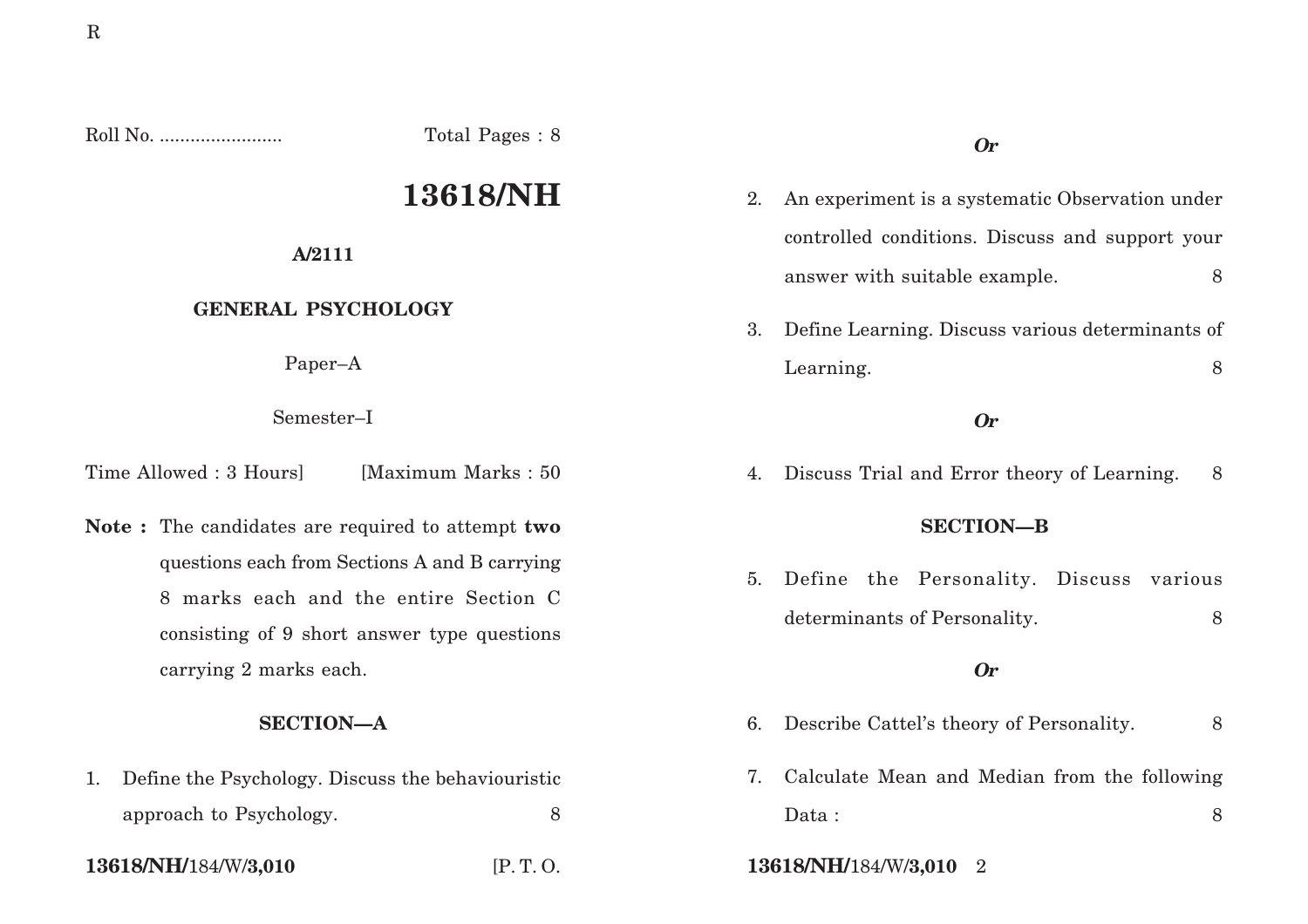Roll No. ........................ Total Pages : 8

# 13618/NH

**A/2111**

**GENERAL PSYCHOLOGY**

Paper–A

Semester–I

Time Allowed : 3 Hours] [Maximum Marks : 50

**Note :** The candidates are required to attempt **two** questions each from Sections A and B carrying 8 marks each and the entire Section C consisting of 9 short answer type questions carrying 2 marks each.

## SECTION—A

1. Define the Psychology. Discuss the behaviouristic approach to Psychology. 8

***Or***

2. An experiment is a systematic Observation under controlled conditions. Discuss and support your answer with suitable example. 8

3. Define Learning. Discuss various determinants of Learning. 8

***Or***

4. Discuss Trial and Error theory of Learning. 8

## SECTION—B

5. Define the Personality. Discuss various determinants of Personality. 8

***Or***

6. Describe Cattel's theory of Personality. 8

7. Calculate Mean and Median from the following Data : 8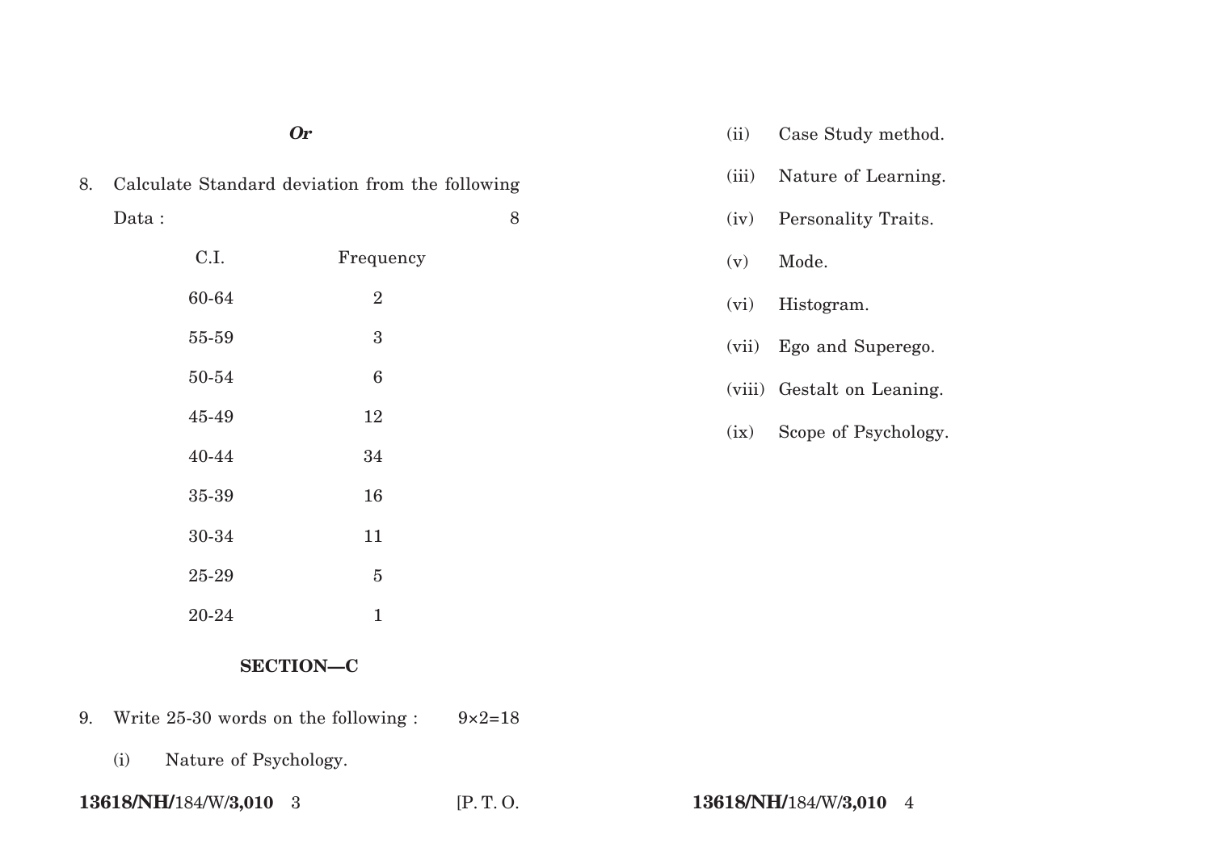*Or*

8. Calculate Standard deviation from the following Data : 8

| C.I. | Frequency |
|---|---|
| 60-64 | 2 |
| 55-59 | 3 |
| 50-54 | 6 |
| 45-49 | 12 |
| 40-44 | 34 |
| 35-39 | 16 |
| 30-34 | 11 |
| 25-29 | 5 |
| 20-24 | 1 |

## SECTION—C

9. Write 25-30 words on the following : 9×2=18

   (i) Nature of Psychology.

   (ii) Case Study method.

   (iii) Nature of Learning.

   (iv) Personality Traits.

   (v) Mode.

   (vi) Histogram.

   (vii) Ego and Superego.

   (viii) Gestalt on Leaning.

   (ix) Scope of Psychology.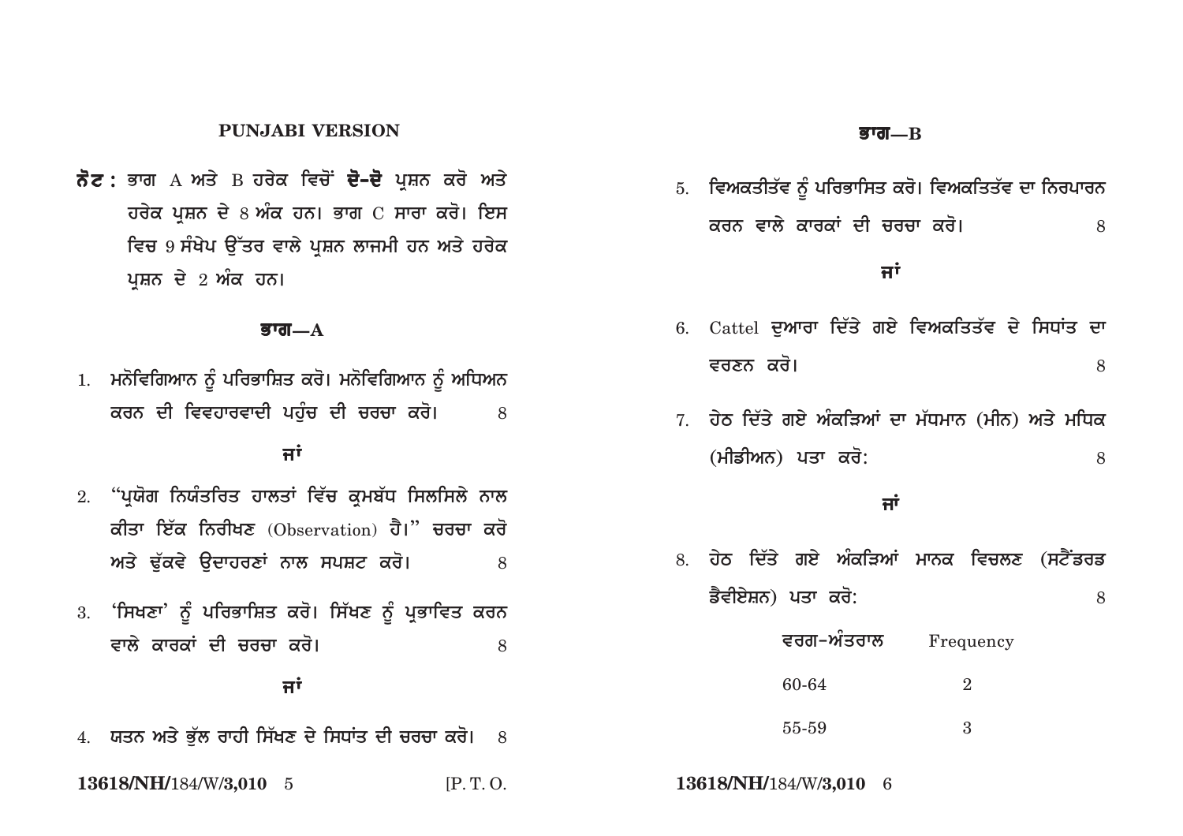## PUNJABI VERSION

**ਨੋਟ :** ਭਾਗ A ਅਤੇ B ਹਰੇਕ ਵਿਚੋਂ **ਦੋ-ਦੋ** ਪ੍ਰਸ਼ਨ ਕਰੋ ਅਤੇ ਹਰੇਕ ਪ੍ਰਸ਼ਨ ਦੇ 8 ਅੰਕ ਹਨ। ਭਾਗ C ਸਾਰਾ ਕਰੋ। ਇਸ ਵਿਚ 9 ਸੰਖੇਪ ਉੱਤਰ ਵਾਲੇ ਪ੍ਰਸ਼ਨ ਲਾਜਮੀ ਹਨ ਅਤੇ ਹਰੇਕ ਪ੍ਰਸ਼ਨ ਦੇ 2 ਅੰਕ ਹਨ।

### ਭਾਗ—A

1. ਮਨੋਵਿਗਿਆਨ ਨੂੰ ਪਰਿਭਾਸ਼ਿਤ ਕਰੋ। ਮਨੋਵਿਗਿਆਨ ਨੂੰ ਅਧਿਅਨ ਕਰਨ ਦੀ ਵਿਵਹਾਰਵਾਦੀ ਪਹੁੰਚ ਦੀ ਚਰਚਾ ਕਰੋ। 8

**ਜਾਂ**

2. "ਪ੍ਰਯੋਗ ਨਿਯੰਤਰਿਤ ਹਾਲਤਾਂ ਵਿੱਚ ਕ੍ਰਮਬੱਧ ਸਿਲਸਿਲੇ ਨਾਲ ਕੀਤਾ ਇੱਕ ਨਿਰੀਖਣ (Observation) ਹੈ।" ਚਰਚਾ ਕਰੋ ਅਤੇ ਢੁੱਕਵੇ ਉਦਾਹਰਣਾਂ ਨਾਲ ਸਪਸ਼ਟ ਕਰੋ। 8

3. 'ਸਿਖਣਾ' ਨੂੰ ਪਰਿਭਾਸ਼ਿਤ ਕਰੋ। ਸਿੱਖਣ ਨੂੰ ਪ੍ਰਭਾਵਿਤ ਕਰਨ ਵਾਲੇ ਕਾਰਕਾਂ ਦੀ ਚਰਚਾ ਕਰੋ। 8

**ਜਾਂ**

4. ਯਤਨ ਅਤੇ ਭੁੱਲ ਰਾਹੀ ਸਿੱਖਣ ਦੇ ਸਿਧਾਂਤ ਦੀ ਚਰਚਾ ਕਰੋ। 8

### ਭਾਗ—B

5. ਵਿਅਕਤੀਤੱਵ ਨੂੰ ਪਰਿਭਾਸਿਤ ਕਰੋ। ਵਿਅਕਤਿਤੱਵ ਦਾ ਨਿਰਪਾਰਨ ਕਰਨ ਵਾਲੇ ਕਾਰਕਾਂ ਦੀ ਚਰਚਾ ਕਰੋ। 8

**ਜਾਂ**

6. Cattel ਦੁਆਰਾ ਦਿੱਤੇ ਗਏ ਵਿਅਕਤਿਤੱਵ ਦੇ ਸਿਧਾਂਤ ਦਾ ਵਰਣਨ ਕਰੋ। 8

7. ਹੇਠ ਦਿੱਤੇ ਗਏ ਅੰਕੜਿਆਂ ਦਾ ਮੱਧਮਾਨ (ਮੀਨ) ਅਤੇ ਮਧਿਕ (ਮੀਡੀਅਨ) ਪਤਾ ਕਰੋ: 8

**ਜਾਂ**

8. ਹੇਠ ਦਿੱਤੇ ਗਏ ਅੰਕੜਿਆਂ ਮਾਨਕ ਵਿਚਲਣ (ਸਟੈਂਡਰਡ ਡੈਵੀਏਸ਼ਨ) ਪਤਾ ਕਰੋ: 8

| ਵਰਗ-ਅੰਤਰਾਲ | Frequency |
|---|---|
| 60-64 | 2 |
| 55-59 | 3 |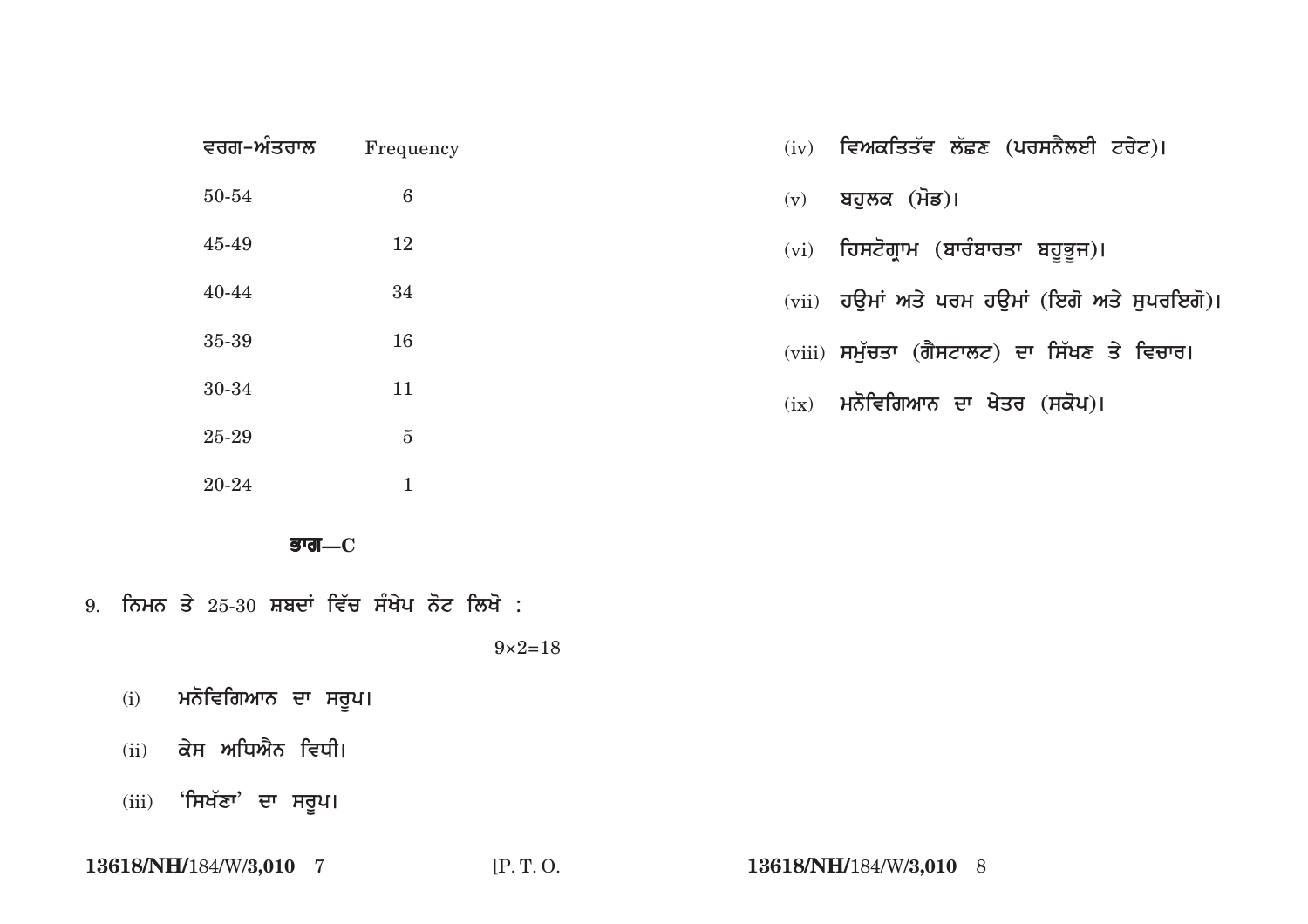| ਵਰਗ-ਅੰਤਰਾਲ | Frequency |
|---|---|
| 50-54 | 6 |
| 45-49 | 12 |
| 40-44 | 34 |
| 35-39 | 16 |
| 30-34 | 11 |
| 25-29 | 5 |
| 20-24 | 1 |

## ਭਾਗ—C

9. ਨਿਮਨ ਤੇ 25-30 ਸ਼ਬਦਾਂ ਵਿੱਚ ਸੰਖੇਪ ਨੋਟ ਲਿਖੋ : 9×2=18

(i) ਮਨੋਵਿਗਿਆਨ ਦਾ ਸਰੂਪ।

(ii) ਕੇਸ ਅਧਿਐਨ ਵਿਧੀ।

(iii) 'ਸਿਖੱਣਾ' ਦਾ ਸਰੂਪ।

(iv) ਵਿਅਕਤਿਤੱਵ ਲੱਛਣ (ਪਰਸਨੈਲਈ ਟਰੇਟ)।

(v) ਬਹੁਲਕ (ਮੋਡ)।

(vi) ਹਿਸਟੋਗ੍ਰਾਮ (ਬਾਰੰਬਾਰਤਾ ਬਹੁਭੁਜ)।

(vii) ਹਉਮਾਂ ਅਤੇ ਪਰਮ ਹਉਮਾਂ (ਇਗੋ ਅਤੇ ਸੁਪਰਇਗੋ)।

(viii) ਸਮੁੱਚਤਾ (ਗੈਸਟਾਲਟ) ਦਾ ਸਿੱਖਣ ਤੇ ਵਿਚਾਰ।

(ix) ਮਨੋਵਿਗਿਆਨ ਦਾ ਖੇਤਰ (ਸਕੋਪ)।